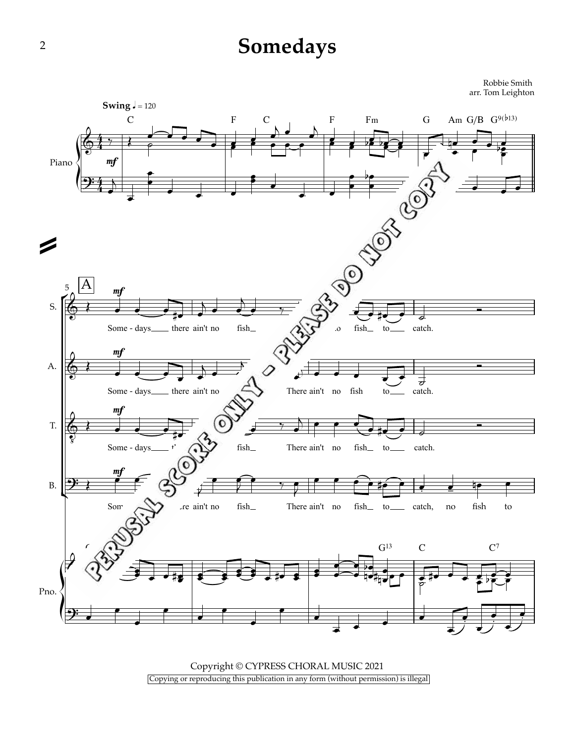# Somedays

Robbie Smith
arr. Tom Leighton

**Swing** ♩ = 120

Copyright © CYPRESS CHORAL MUSIC 2021

Copying or reproducing this publication in any form (without permission) is illegal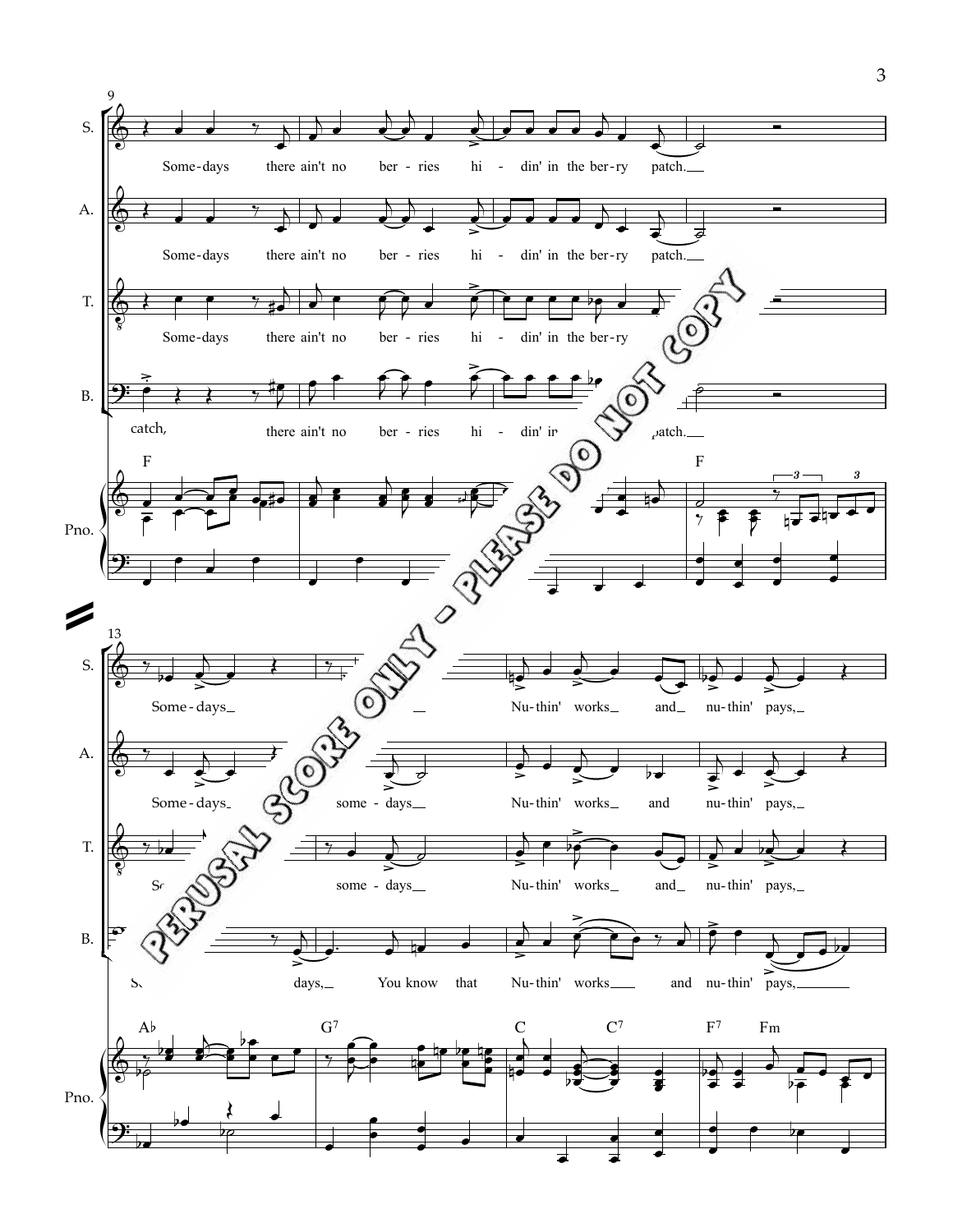**PERUSAL SCORE ONLY - PLEASE DO NOT COPY**

9

S. Some-days there ain't no ber-ries hi - din' in the ber-ry patch.

A. Some-days there ain't no ber-ries hi - din' in the ber-ry patch.

T. Some-days there ain't no ber-ries hi - din' in the ber-ry

B. catch, there ain't no ber-ries hi - din' in ... patch.

Pno. F ... F

13

S. Some-days ... Nu-thin' works and nu-thin' pays,

A. Some-days some - days Nu-thin' works and nu-thin' pays,

T. So... some - days Nu-thin' works and nu-thin' pays,

B. S... days, You know that Nu-thin' works and nu-thin' pays,

Pno. A♭ G7 C C7 F7 Fm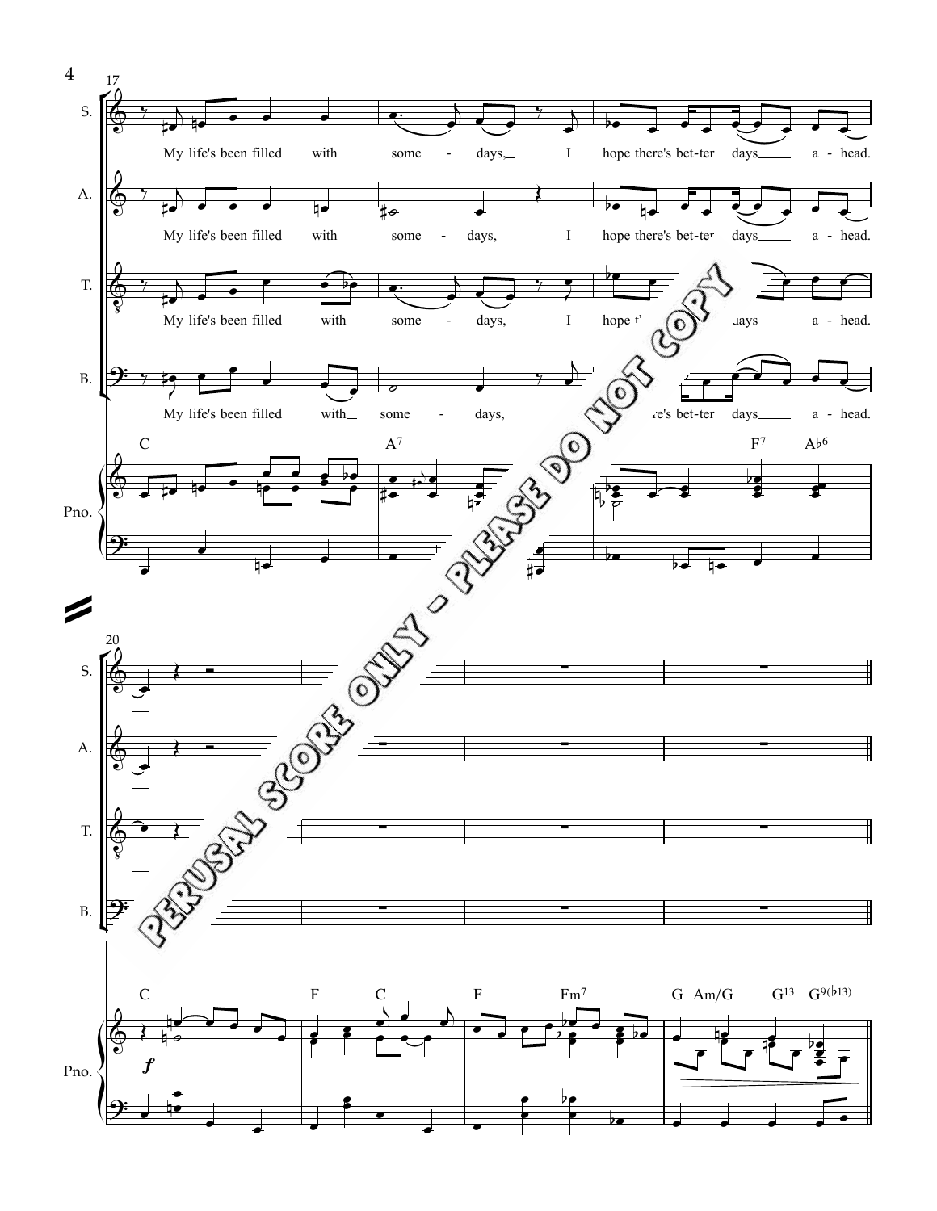S.

My life's been filled with some - days, I hope there's bet-ter days a - head.

A.

My life's been filled with some - days, I hope there's bet-ter days a - head.

T.

My life's been filled with some - days, I hope t' ... days a - head.

B.

My life's been filled with some - days, ... re's bet-ter days a - head.

Pno.

C A7 F7 A♭6

C F C F Fm7 G Am/G G13 G9(♭13)

*f*

PERUSAL SCORE ONLY - PLEASE DO NOT COPY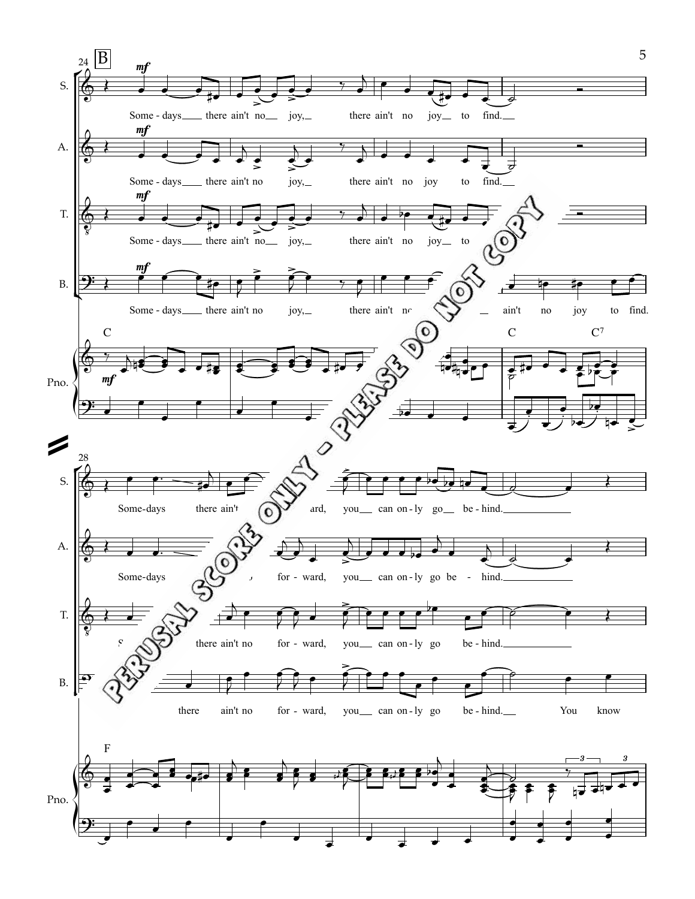**B**

24

S. *mf* Some - days there ain't no joy, there ain't no joy to find.

A. *mf* Some - days there ain't no joy, there ain't no joy to find.

T. *mf* Some - days there ain't no joy, there ain't no joy to

B. *mf* Some - days there ain't no joy, there ain't no ... ain't no joy to find.

Pno. C ... C C7

28

S. Some-days there ain't ... ard, you can on - ly go be - hind.

A. Some-days ... for - ward, you can on - ly go be - hind.

T. S... there ain't no for - ward, you can on - ly go be - hind.

B. there ain't no for - ward, you can on - ly go be - hind. You know

Pno. F

PERUSAL SCORE ONLY - PLEASE DO NOT COPY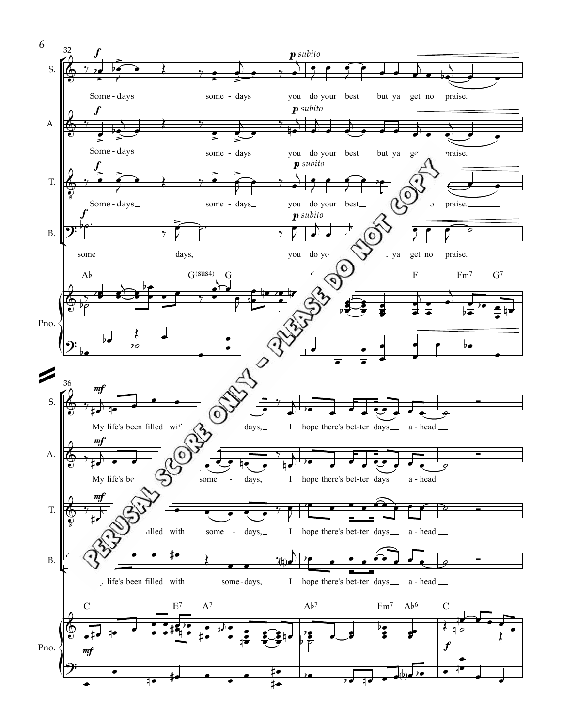Some-days some-days you do your best but ya get no praise.

My life's been filled with some-days, I hope there's bet-ter days a-head.

PERUSAL SCORE ONLY - PLEASE DO NOT COPY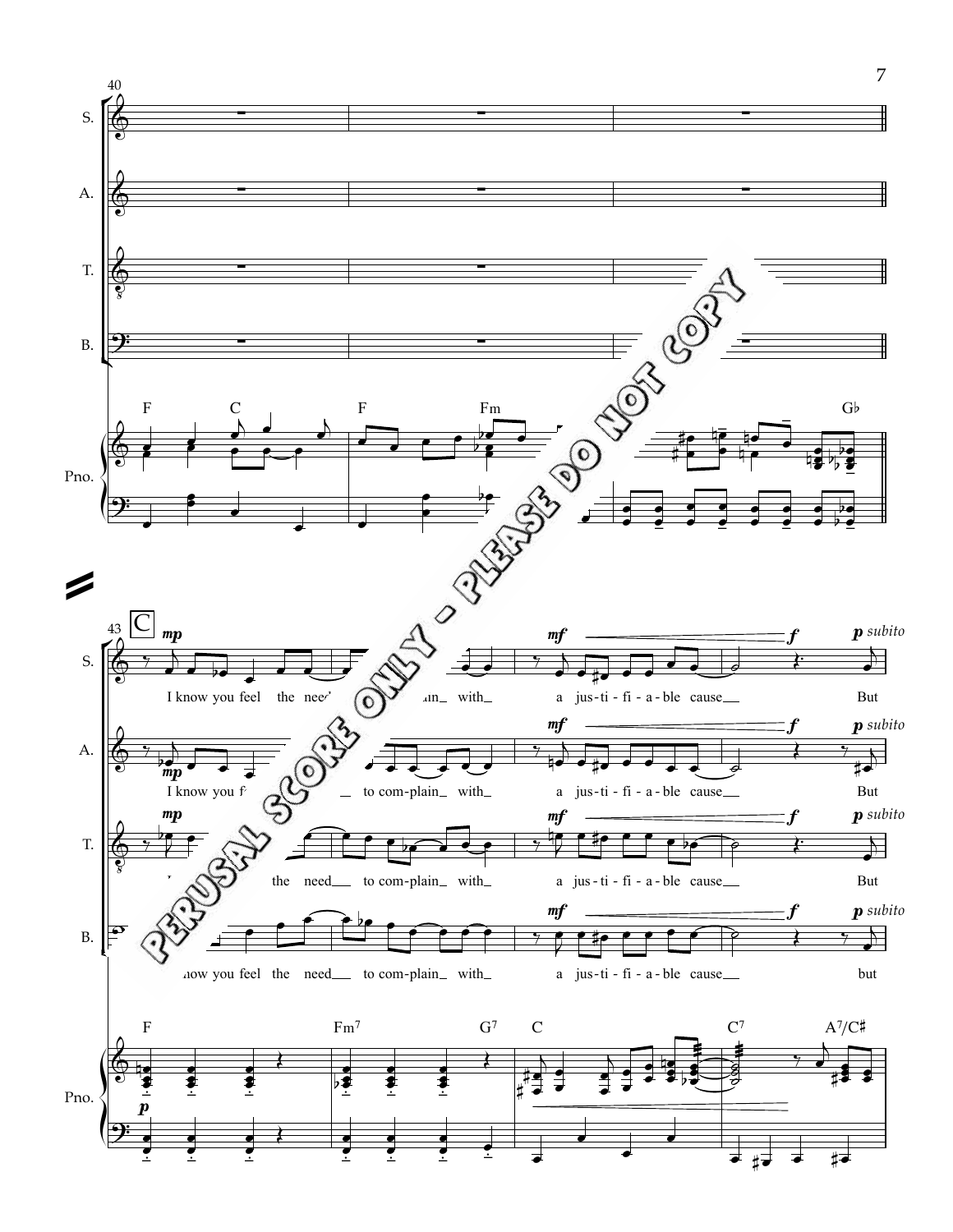40

S.

A.

T.

B.

F C F Fm G♭

Pno.

43 C

*mp* *mf* *f* *p subito*

S. I know you feel the need to complain with a jus-ti-fi-a-ble cause But

A. I know you feel the need to com-plain with a jus-ti-fi-a-ble cause But

T. the need to com-plain with a jus-ti-fi-a-ble cause But

B. know you feel the need to com-plain with a jus-ti-fi-a-ble cause but

F Fm7 G7 C C7 A7/C♯

Pno. *p*

PERUSAL SCORE ONLY - PLEASE DO NOT COPY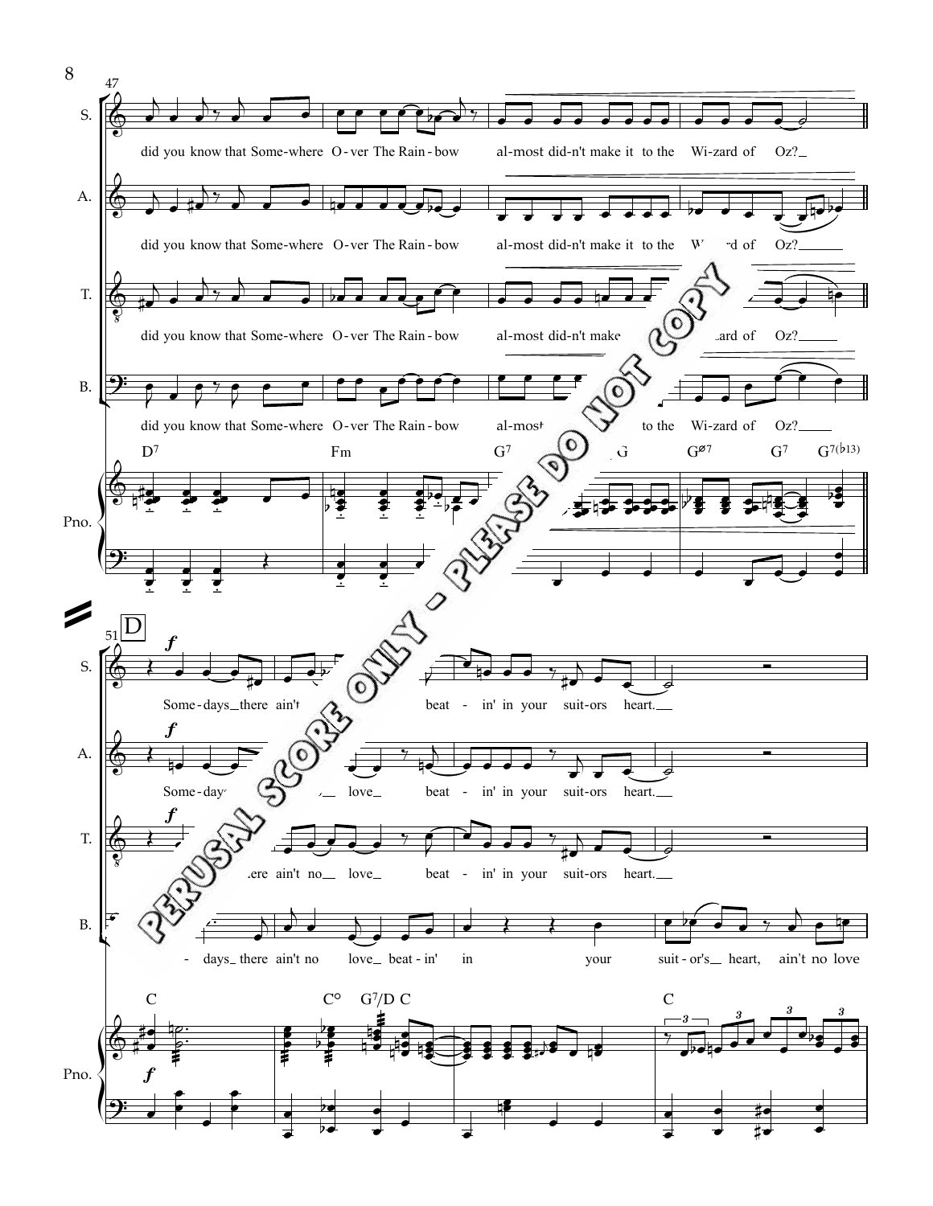47

S. did you know that Some-where O-ver The Rain-bow al-most did-n't make it to the Wi-zard of Oz?

A. did you know that Some-where O-ver The Rain-bow al-most did-n't make it to the Wi-zard of Oz?

T. did you know that Some-where O-ver The Rain-bow al-most did-n't make it to the Wi-zard of Oz?

B. did you know that Some-where O-ver The Rain-bow al-most did-n't make it to the Wi-zard of Oz?

Pno. D7 | Fm | G7 | G | Gø7 | G7 | G7(♭13)

51 **D**

S. *f* Some-days there ain't no love beat-in' in your suit-ors heart.

A. *f* Some-days there ain't no love beat-in' in your suit-ors heart.

T. *f* Some-days there ain't no love beat-in' in your suit-ors heart.

B. Some-days there ain't no love beat-in' in your suit-or's heart, ain't no love

Pno. *f* C | C° | G7/D | C | C

PERUSAL SCORE ONLY - PLEASE DO NOT COPY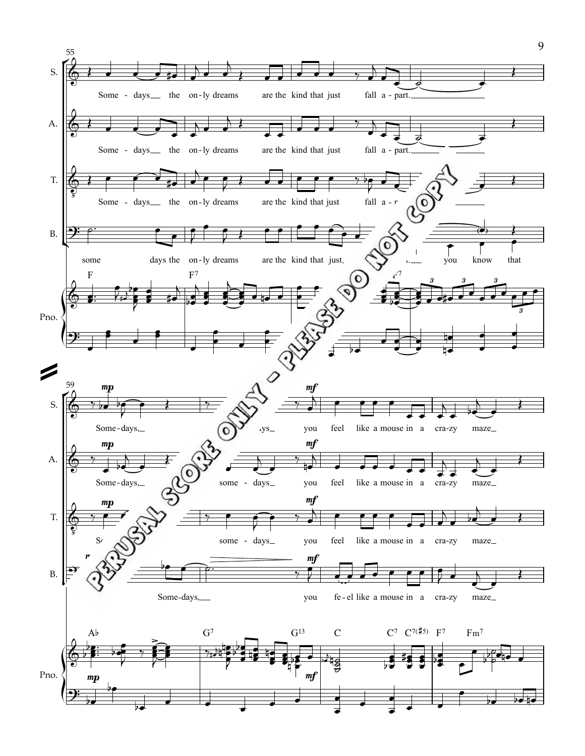55

S. Some - days the on-ly dreams are the kind that just fall a - part.

A. Some - days the on-ly dreams are the kind that just fall a - part.

T. Some - days the on-ly dreams are the kind that just fall a - r

B. some days the on-ly dreams are the kind that just you know that

Pno. F F7 F7

59

S. *mp* Some-days, *mf* ys you feel like a mouse in a cra-zy maze

A. *mp* Some-days, some - days you feel like a mouse in a cra-zy maze

T. *mp* So some - days you feel like a mouse in a cra-zy maze

B. Some-days, *mf* you fe - el like a mouse in a cra-zy maze

Pno. A♭ G7 G13 C C7 C7(♯5) F7 Fm7

PERUSAL SCORE ONLY - PLEASE DO NOT COPY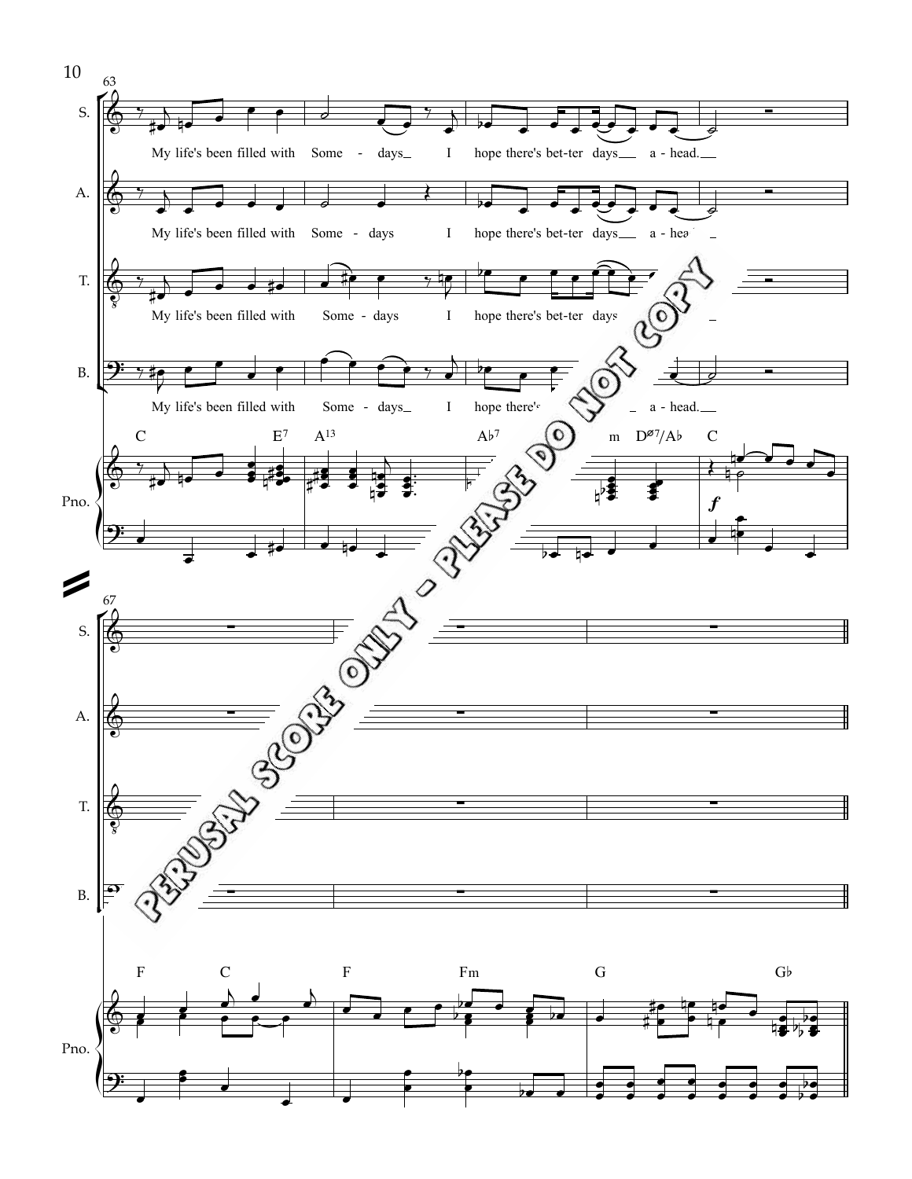My life's been filled with Some - days I hope there's bet-ter days a - head.

C E7 A13 A♭7 m D⌀7/A♭ C

F C F Fm G G♭

PERUSAL SCORE ONLY - PLEASE DO NOT COPY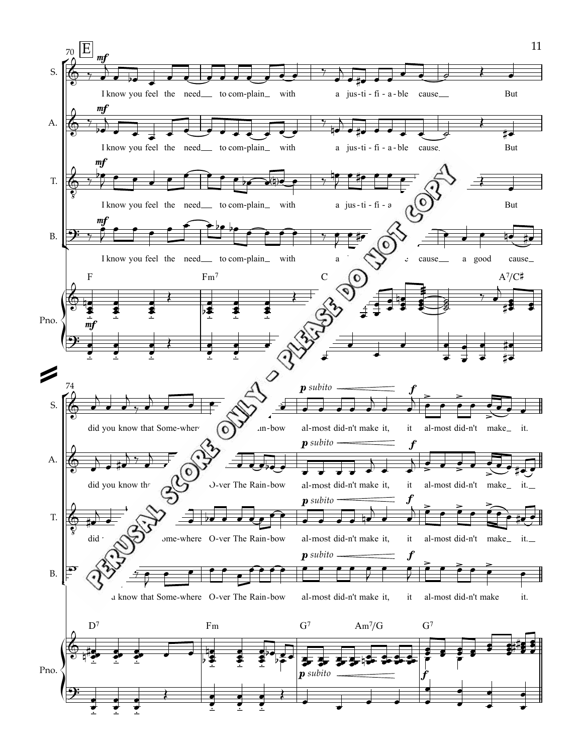70 E

S. *mf* I know you feel the need__ to com-plain__ with a jus-ti-fi-a-ble cause__ But

A. *mf* I know you feel the need__ to com-plain__ with a jus-ti-fi-a-ble cause. But

T. *mf* I know you feel the need__ to com-plain__ with a jus-ti-fi-a But

B. *mf* I know you feel the need__ to com-plain__ with a cause__ a good cause__

Pno. F Fm7 C A7/C♯ *mf*

PERUSAL SCORE ONLY - PLEASE DO NOT COPY

74

S. did you know that Some-where ...in-bow *p subito* al-most did-n't make it, it *f* al-most did-n't make__ it.

A. did you know th... O-ver The Rain-bow *p subito* al-most did-n't make it, it *f* al-most did-n't make__ it.__

T. did ... ome-where O-ver The Rain-bow *p subito* al-most did-n't make it, it *f* al-most did-n't make__ it.__

B. ...u know that Some-where O-ver The Rain-bow *p subito* al-most did-n't make it, it *f* al-most did-n't make it.

Pno. D7 Fm G7 Am7/G G7 *p subito* *f*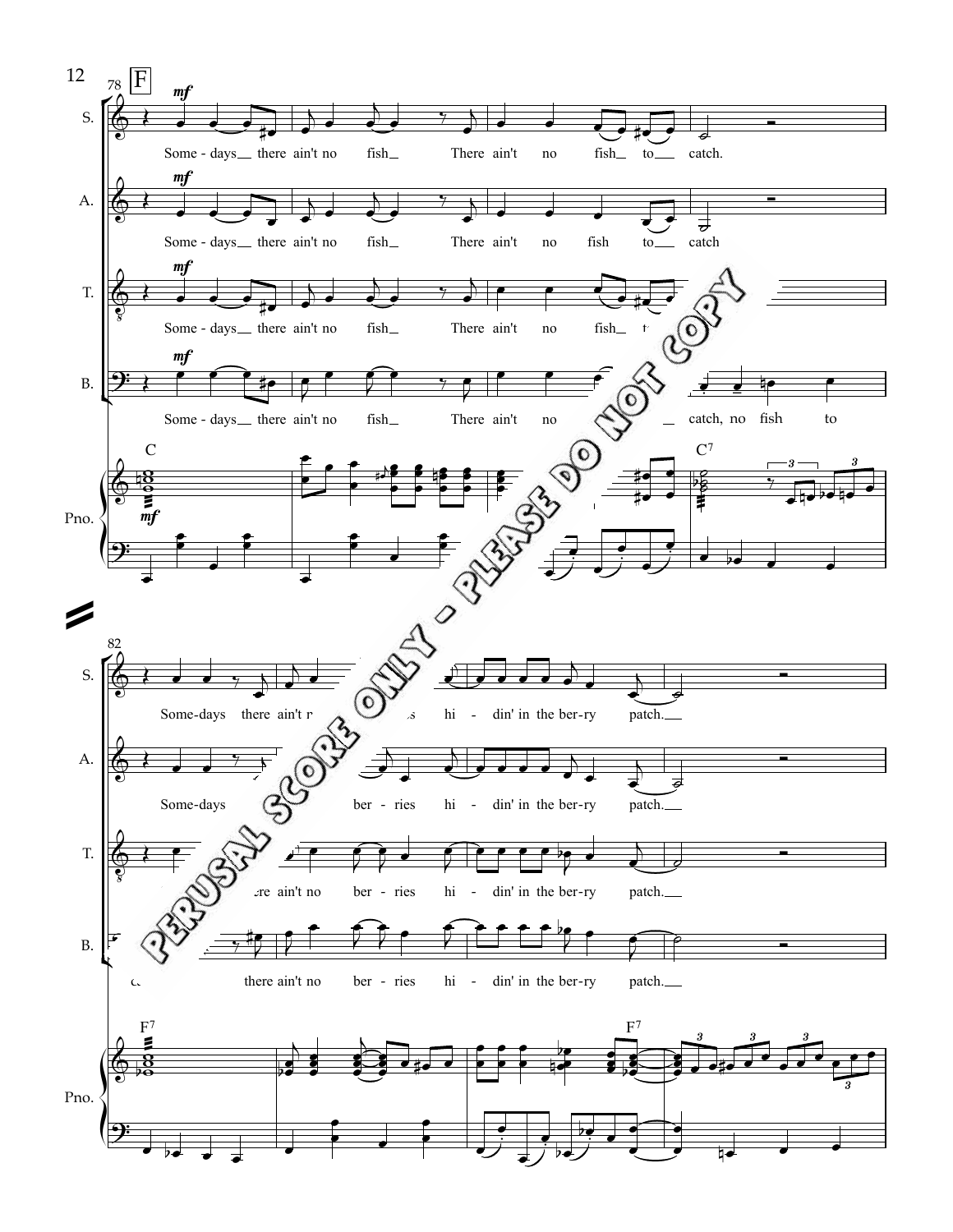**F**

S. *mf* Some - days there ain't no fish There ain't no fish to catch.

A. *mf* Some - days there ain't no fish There ain't no fish to catch

T. *mf* Some - days there ain't no fish There ain't no fish t...

B. *mf* Some - days there ain't no fish There ain't no ... catch, no fish to

Pno. C *mf* C7

PERUSAL SCORE ONLY - PLEASE DO NOT COPY

S. Some-days there ain't r... ...s hi - din' in the ber-ry patch.

A. Some-days ... ber - ries hi - din' in the ber-ry patch.

T. ...ere ain't no ber - ries hi - din' in the ber-ry patch.

B. c... there ain't no ber - ries hi - din' in the ber-ry patch.

Pno. F7 F7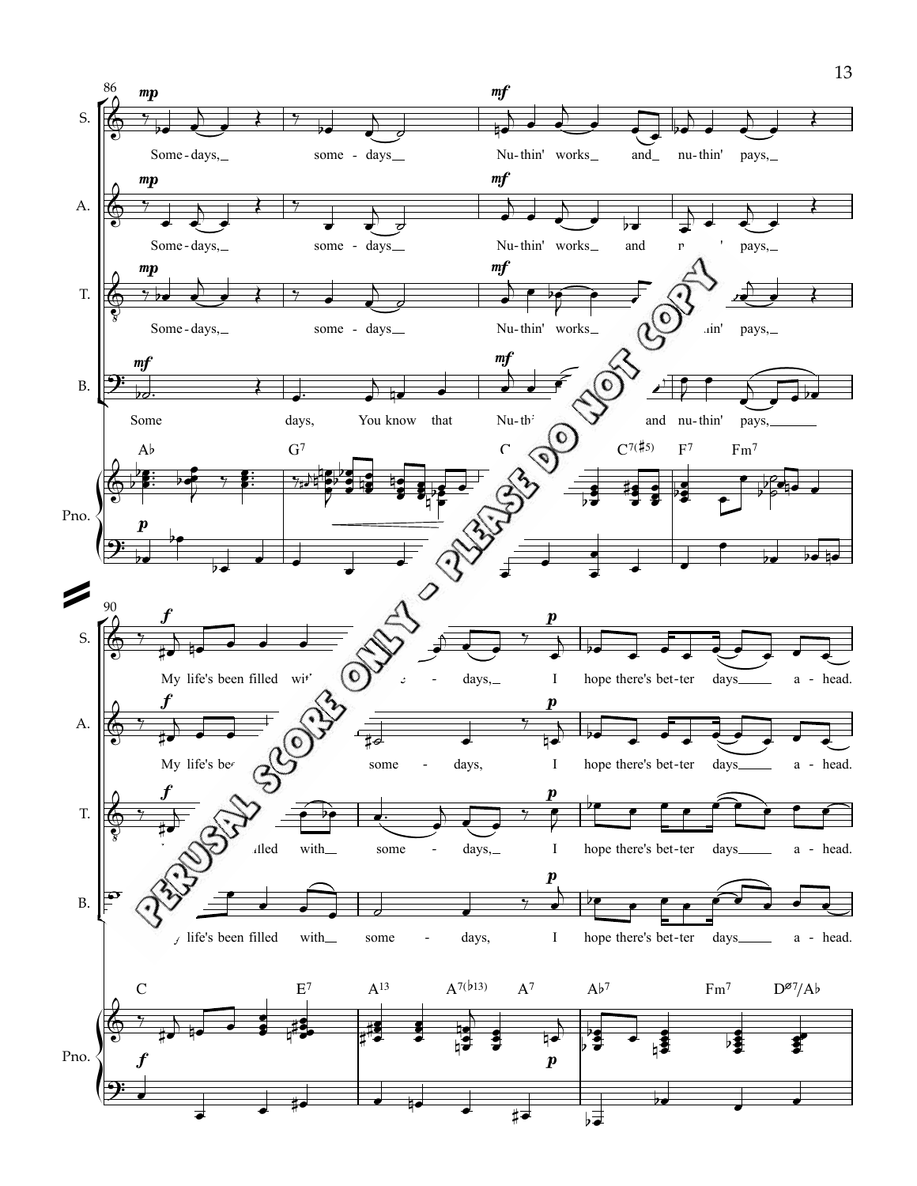**PERUSAL SCORE ONLY - PLEASE DO NOT COPY**

86

S. *mp* Some - days, some - days *mf* Nu-thin' works and nu-thin' pays,

A. *mp* Some - days, some - days *mf* Nu-thin' works and n... ' pays,

T. *mp* Some - days, some - days *mf* Nu-thin' works ...in' pays,

B. *mf* Some days, You know that *mf* Nu-th... and nu-thin' pays,

Pno. A♭ G7 C C7(♯5) F7 Fm7 *p*

90

S. *f* My life's been filled wi... days, *p* I hope there's bet-ter days a - head.

A. *f* My life's bee... some - days, *p* I hope there's bet-ter days a - head.

T. *f* ...lled with some - days, *p* I hope there's bet-ter days a - head.

B. ...y life's been filled with some - days, *p* I hope there's bet-ter days a - head.

Pno. C E7 A13 A7(♭13) A7 A♭7 Fm7 Dø7/A♭ *f* *p*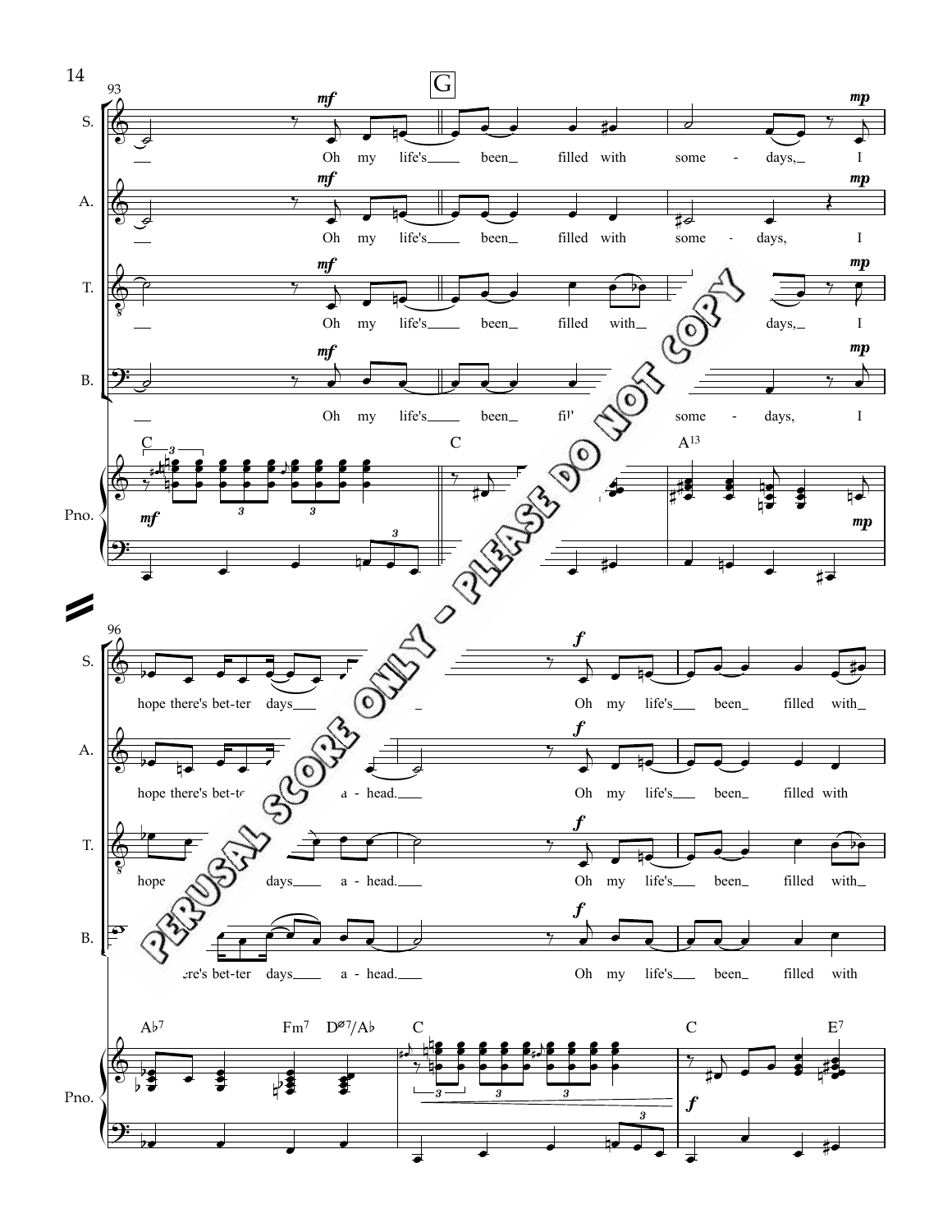**G**

**S.** Oh my life's been filled with some - days, I hope there's bet-ter days Oh my life's been filled with

**A.** Oh my life's been filled with some - days, I hope there's bet-ter a - head. Oh my life's been filled with

**T.** Oh my life's been filled with days, I hope days a - head. Oh my life's been filled with

**B.** Oh my life's been filled some - days, I there's bet-ter days a - head. Oh my life's been filled with

**Pno.** C C A13 A♭7 Fm7 Dø7/A♭ C C E7

PERUSAL SCORE ONLY - PLEASE DO NOT COPY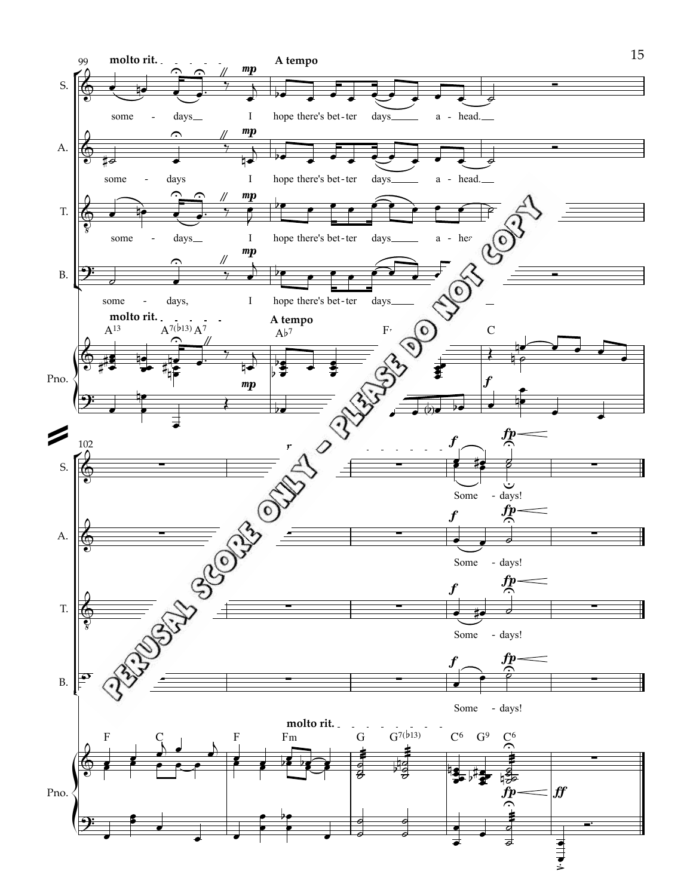molto rit. A tempo

S. some - days I hope there's bet-ter days a - head.

A. some - days I hope there's bet-ter days a - head.

T. some - days I hope there's bet-ter days a - head.

B. some - days, I hope there's bet-ter days

Pno. A13 A7(♭13) A7 A♭7 F C

S. Some - days!

A. Some - days!

T. Some - days!

B. Some - days!

Pno. F C F Fm molto rit. G G7(♭13) C6 G9 C6

PERUSAL SCORE ONLY - PLEASE DO NOT COPY